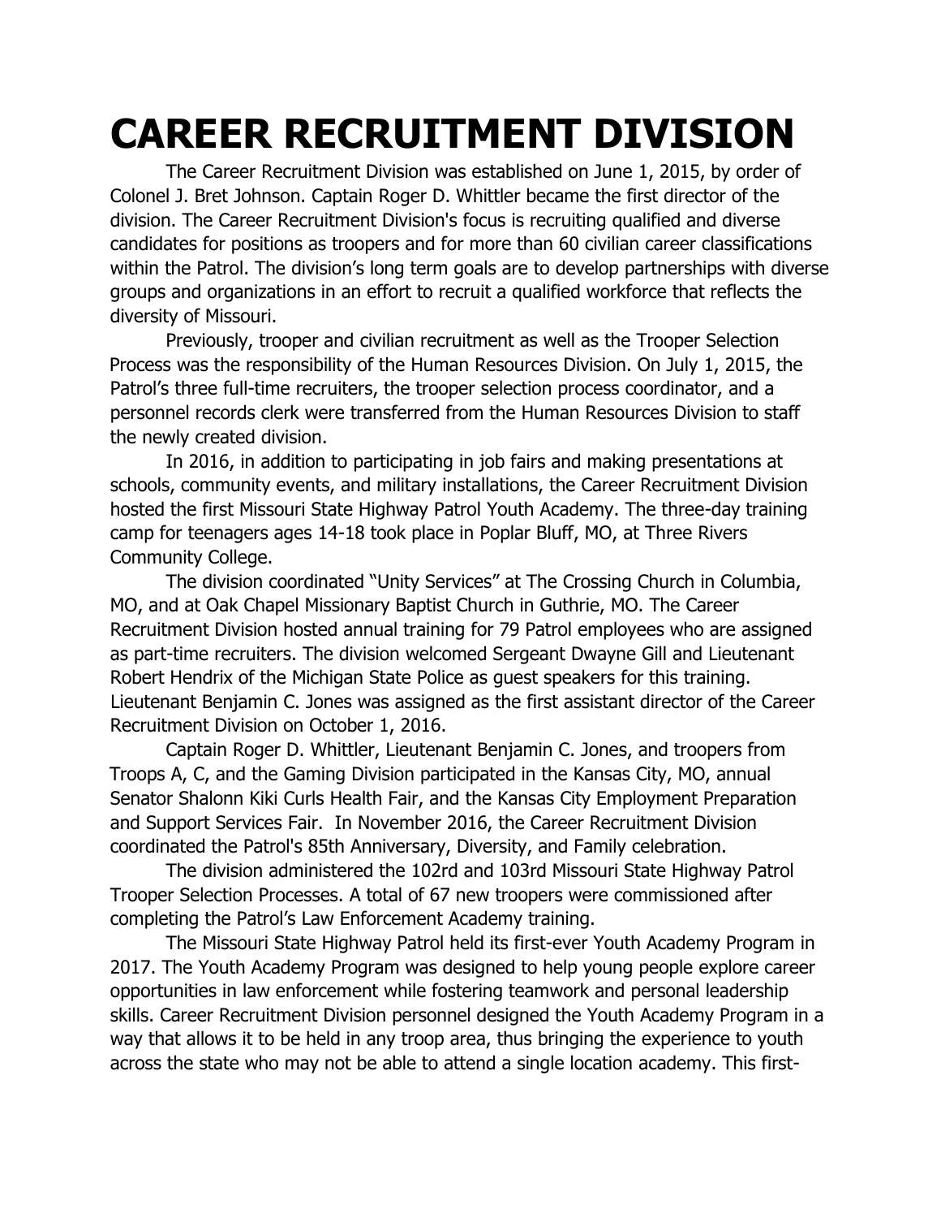# CAREER RECRUITMENT DIVISION

The Career Recruitment Division was established on June 1, 2015, by order of Colonel J. Bret Johnson. Captain Roger D. Whittler became the first director of the division. The Career Recruitment Division's focus is recruiting qualified and diverse candidates for positions as troopers and for more than 60 civilian career classifications within the Patrol. The division's long term goals are to develop partnerships with diverse groups and organizations in an effort to recruit a qualified workforce that reflects the diversity of Missouri.

Previously, trooper and civilian recruitment as well as the Trooper Selection Process was the responsibility of the Human Resources Division. On July 1, 2015, the Patrol's three full-time recruiters, the trooper selection process coordinator, and a personnel records clerk were transferred from the Human Resources Division to staff the newly created division.

In 2016, in addition to participating in job fairs and making presentations at schools, community events, and military installations, the Career Recruitment Division hosted the first Missouri State Highway Patrol Youth Academy. The three-day training camp for teenagers ages 14-18 took place in Poplar Bluff, MO, at Three Rivers Community College.

The division coordinated "Unity Services" at The Crossing Church in Columbia, MO, and at Oak Chapel Missionary Baptist Church in Guthrie, MO. The Career Recruitment Division hosted annual training for 79 Patrol employees who are assigned as part-time recruiters. The division welcomed Sergeant Dwayne Gill and Lieutenant Robert Hendrix of the Michigan State Police as guest speakers for this training. Lieutenant Benjamin C. Jones was assigned as the first assistant director of the Career Recruitment Division on October 1, 2016.

Captain Roger D. Whittler, Lieutenant Benjamin C. Jones, and troopers from Troops A, C, and the Gaming Division participated in the Kansas City, MO, annual Senator Shalonn Kiki Curls Health Fair, and the Kansas City Employment Preparation and Support Services Fair. In November 2016, the Career Recruitment Division coordinated the Patrol's 85th Anniversary, Diversity, and Family celebration.

The division administered the 102rd and 103rd Missouri State Highway Patrol Trooper Selection Processes. A total of 67 new troopers were commissioned after completing the Patrol's Law Enforcement Academy training.

The Missouri State Highway Patrol held its first-ever Youth Academy Program in 2017. The Youth Academy Program was designed to help young people explore career opportunities in law enforcement while fostering teamwork and personal leadership skills. Career Recruitment Division personnel designed the Youth Academy Program in a way that allows it to be held in any troop area, thus bringing the experience to youth across the state who may not be able to attend a single location academy. This first-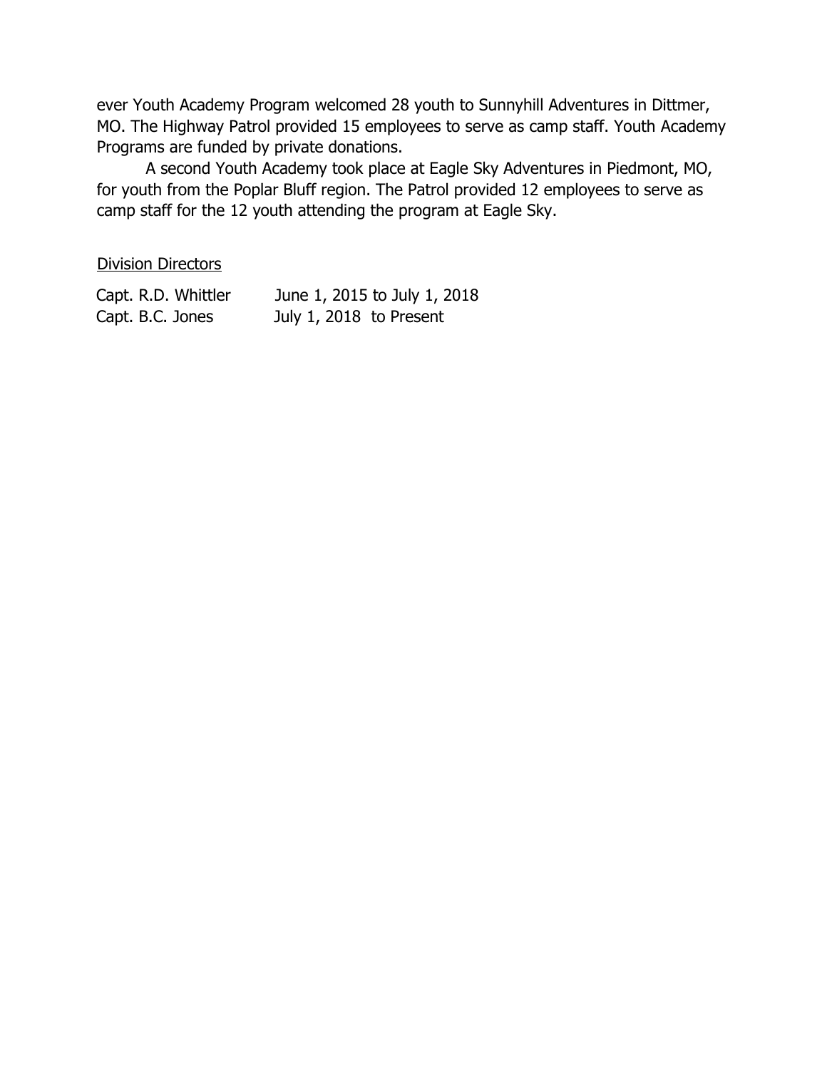ever Youth Academy Program welcomed 28 youth to Sunnyhill Adventures in Dittmer, MO. The Highway Patrol provided 15 employees to serve as camp staff. Youth Academy Programs are funded by private donations.

A second Youth Academy took place at Eagle Sky Adventures in Piedmont, MO, for youth from the Poplar Bluff region. The Patrol provided 12 employees to serve as camp staff for the 12 youth attending the program at Eagle Sky.

<u>Division Directors</u>

| | |
|---|---|
| Capt. R.D. Whittler | June 1, 2015 to July 1, 2018 |
| Capt. B.C. Jones | July 1, 2018 to Present |